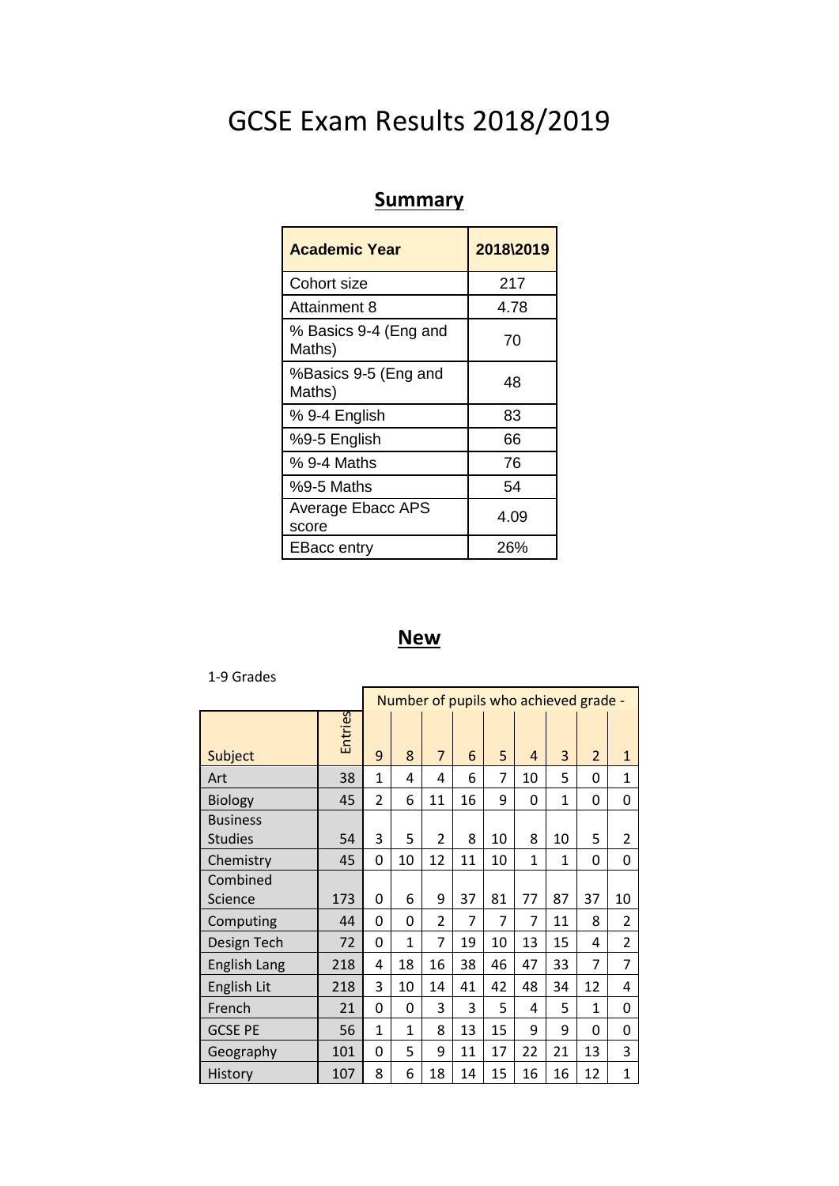# GCSE Exam Results 2018/2019

## Summary

| Academic Year | 2018\2019 |
|---|---|
| Cohort size | 217 |
| Attainment 8 | 4.78 |
| % Basics 9-4 (Eng and Maths) | 70 |
| %Basics 9-5 (Eng and Maths) | 48 |
| % 9-4 English | 83 |
| %9-5 English | 66 |
| % 9-4 Maths | 76 |
| %9-5 Maths | 54 |
| Average Ebacc APS score | 4.09 |
| EBacc entry | 26% |

## New

1-9 Grades

| | | Number of pupils who achieved grade - | | | | | | | | |
|---|---|---|---|---|---|---|---|---|---|---|
| Subject | Entries | 9 | 8 | 7 | 6 | 5 | 4 | 3 | 2 | 1 |
| Art | 38 | 1 | 4 | 4 | 6 | 7 | 10 | 5 | 0 | 1 |
| Biology | 45 | 2 | 6 | 11 | 16 | 9 | 0 | 1 | 0 | 0 |
| Business Studies | 54 | 3 | 5 | 2 | 8 | 10 | 8 | 10 | 5 | 2 |
| Chemistry | 45 | 0 | 10 | 12 | 11 | 10 | 1 | 1 | 0 | 0 |
| Combined Science | 173 | 0 | 6 | 9 | 37 | 81 | 77 | 87 | 37 | 10 |
| Computing | 44 | 0 | 0 | 2 | 7 | 7 | 7 | 11 | 8 | 2 |
| Design Tech | 72 | 0 | 1 | 7 | 19 | 10 | 13 | 15 | 4 | 2 |
| English Lang | 218 | 4 | 18 | 16 | 38 | 46 | 47 | 33 | 7 | 7 |
| English Lit | 218 | 3 | 10 | 14 | 41 | 42 | 48 | 34 | 12 | 4 |
| French | 21 | 0 | 0 | 3 | 3 | 5 | 4 | 5 | 1 | 0 |
| GCSE PE | 56 | 1 | 1 | 8 | 13 | 15 | 9 | 9 | 0 | 0 |
| Geography | 101 | 0 | 5 | 9 | 11 | 17 | 22 | 21 | 13 | 3 |
| History | 107 | 8 | 6 | 18 | 14 | 15 | 16 | 16 | 12 | 1 |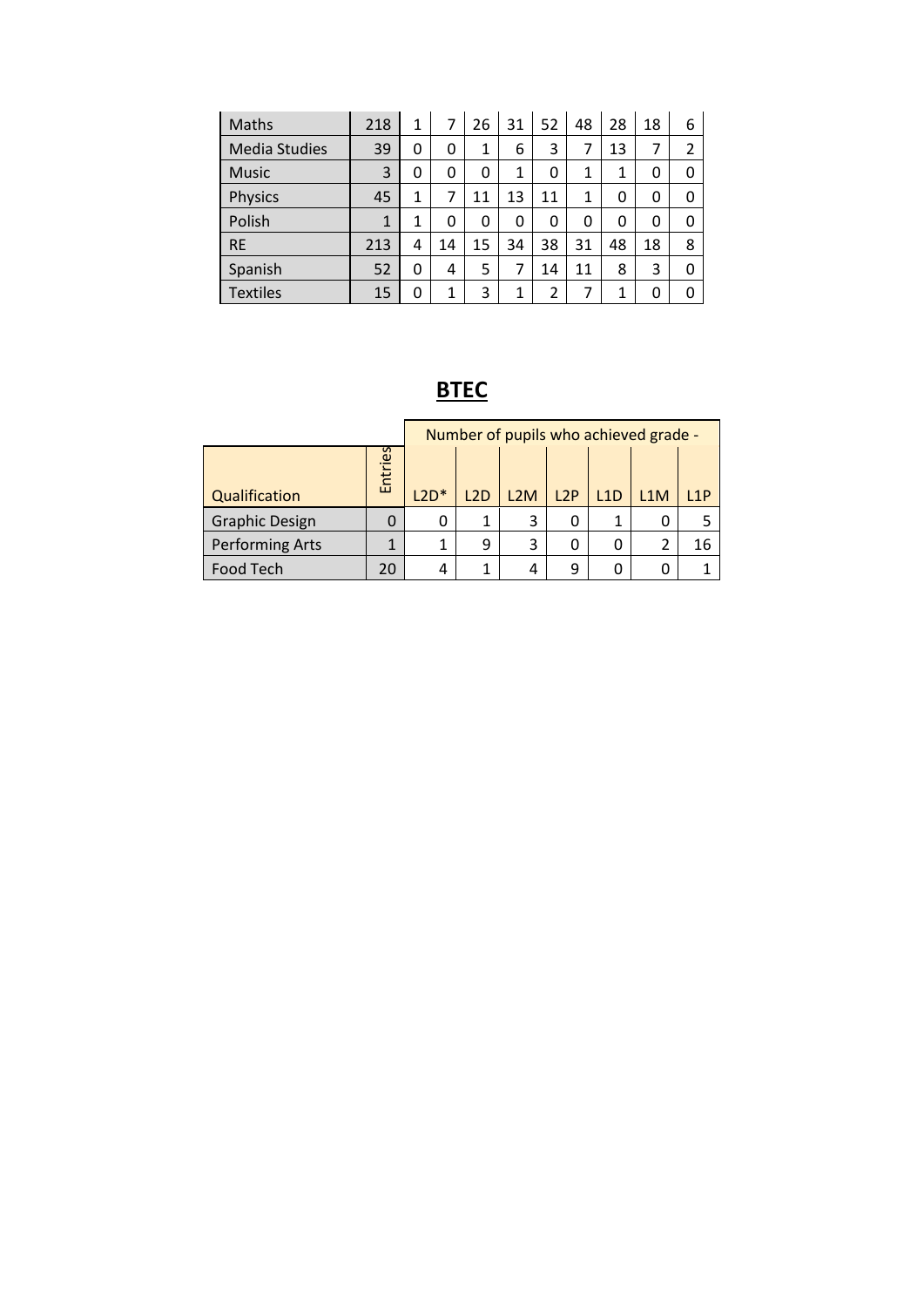| | | | | | | | | | | |
|---|---|---|---|---|---|---|---|---|---|---|
| Maths | 218 | 1 | 7 | 26 | 31 | 52 | 48 | 28 | 18 | 6 |
| Media Studies | 39 | 0 | 0 | 1 | 6 | 3 | 7 | 13 | 7 | 2 |
| Music | 3 | 0 | 0 | 0 | 1 | 0 | 1 | 1 | 0 | 0 |
| Physics | 45 | 1 | 7 | 11 | 13 | 11 | 1 | 0 | 0 | 0 |
| Polish | 1 | 1 | 0 | 0 | 0 | 0 | 0 | 0 | 0 | 0 |
| RE | 213 | 4 | 14 | 15 | 34 | 38 | 31 | 48 | 18 | 8 |
| Spanish | 52 | 0 | 4 | 5 | 7 | 14 | 11 | 8 | 3 | 0 |
| Textiles | 15 | 0 | 1 | 3 | 1 | 2 | 7 | 1 | 0 | 0 |

## BTEC

| | | Number of pupils who achieved grade - | | | | | | |
|---|---|---|---|---|---|---|---|---|
| Qualification | Entries | L2D* | L2D | L2M | L2P | L1D | L1M | L1P |
| Graphic Design | 0 | 0 | 1 | 3 | 0 | 1 | 0 | 5 |
| Performing Arts | 1 | 1 | 9 | 3 | 0 | 0 | 2 | 16 |
| Food Tech | 20 | 4 | 1 | 4 | 9 | 0 | 0 | 1 |